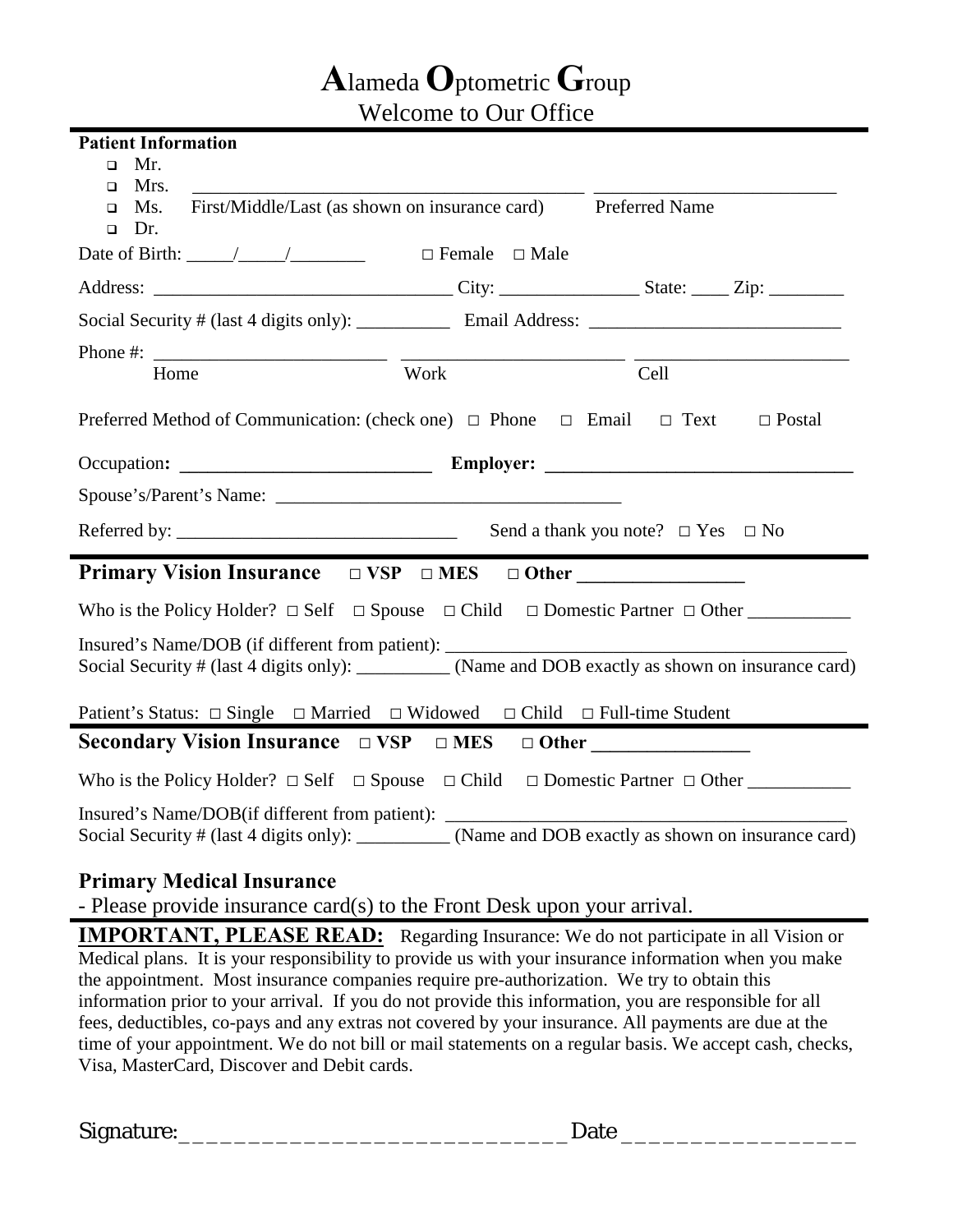# **A**lameda **O**ptometric **G**roup

Welcome to Our Office

**Patient Information**

- Mr.
- Mrs. \_\_\_\_\_\_\_\_\_\_\_\_\_\_\_\_\_\_\_\_\_\_\_\_\_\_\_\_\_\_\_\_\_\_\_\_\_\_\_\_\_\_ \_\_\_\_\_\_\_\_\_\_\_\_\_\_\_\_\_\_\_\_\_\_\_\_\_\_
- Ms. First/Middle/Last (as shown on insurance card) Preferred Name
- Dr.

Date of Birth: \_\_\_\_\_/\_\_\_\_\_/\_\_\_\_\_\_\_\_ □ Female □ Male

Address: \_\_\_\_\_\_\_\_\_\_\_\_\_\_\_\_\_\_\_\_\_\_\_\_\_\_\_\_\_\_\_\_ City: \_\_\_\_\_\_\_\_\_\_\_\_\_\_\_ State: \_\_\_\_ Zip: \_\_\_\_\_\_\_\_

Social Security # (last 4 digits only): \_\_\_\_\_\_\_\_\_\_ Email Address: \_\_\_\_\_\_\_\_\_\_\_\_\_\_\_\_\_\_\_\_\_\_\_\_\_\_\_

Phone #: \_\_\_\_\_\_\_\_\_\_\_\_\_\_\_\_\_\_\_\_\_\_\_\_\_ \_\_\_\_\_\_\_\_\_\_\_\_\_\_\_\_\_\_\_\_\_\_\_\_ \_\_\_\_\_\_\_\_\_\_\_\_\_\_\_\_\_\_\_\_\_\_\_
Home Work Cell

Preferred Method of Communication: (check one) □ Phone □ Email □ Text □ Postal

Occupation**:** \_\_\_\_\_\_\_\_\_\_\_\_\_\_\_\_\_\_\_\_\_\_\_\_\_\_\_ **Employer:** \_\_\_\_\_\_\_\_\_\_\_\_\_\_\_\_\_\_\_\_\_\_\_\_\_\_\_\_\_\_\_\_\_

Spouse's/Parent's Name: \_\_\_\_\_\_\_\_\_\_\_\_\_\_\_\_\_\_\_\_\_\_\_\_\_\_\_\_\_\_\_\_\_\_\_\_\_

Referred by: \_\_\_\_\_\_\_\_\_\_\_\_\_\_\_\_\_\_\_\_\_\_\_\_\_\_\_\_\_\_ Send a thank you note? □ Yes □ No

## Primary Vision Insurance □ VSP □ MES □ Other \_\_\_\_\_\_\_\_\_\_\_\_\_\_\_\_\_

Who is the Policy Holder? □ Self □ Spouse □ Child □ Domestic Partner □ Other \_\_\_\_\_\_\_\_\_\_\_

Insured's Name/DOB (if different from patient): \_\_\_\_\_\_\_\_\_\_\_\_\_\_\_\_\_\_\_\_\_\_\_\_\_\_\_\_\_\_\_\_\_\_\_\_\_\_\_\_\_\_
Social Security # (last 4 digits only): \_\_\_\_\_\_\_\_\_\_ (Name and DOB exactly as shown on insurance card)

Patient's Status: □ Single □ Married □ Widowed □ Child □ Full-time Student

## Secondary Vision Insurance □ VSP □ MES □ Other \_\_\_\_\_\_\_\_\_\_\_\_\_\_\_\_\_

Who is the Policy Holder? □ Self □ Spouse □ Child □ Domestic Partner □ Other \_\_\_\_\_\_\_\_\_\_\_

Insured's Name/DOB(if different from patient): \_\_\_\_\_\_\_\_\_\_\_\_\_\_\_\_\_\_\_\_\_\_\_\_\_\_\_\_\_\_\_\_\_\_\_\_\_\_\_\_\_\_
Social Security # (last 4 digits only): \_\_\_\_\_\_\_\_\_\_ (Name and DOB exactly as shown on insurance card)

## Primary Medical Insurance

- Please provide insurance card(s) to the Front Desk upon your arrival.

**IMPORTANT, PLEASE READ:** Regarding Insurance: We do not participate in all Vision or Medical plans. It is your responsibility to provide us with your insurance information when you make the appointment. Most insurance companies require pre-authorization. We try to obtain this information prior to your arrival. If you do not provide this information, you are responsible for all fees, deductibles, co-pays and any extras not covered by your insurance. All payments are due at the time of your appointment. We do not bill or mail statements on a regular basis. We accept cash, checks, Visa, MasterCard, Discover and Debit cards.

Signature:\_\_\_\_\_\_\_\_\_\_\_\_\_\_\_\_\_\_\_\_\_\_\_\_\_\_\_\_\_\_ Date \_\_\_\_\_\_\_\_\_\_\_\_\_\_\_\_\_\_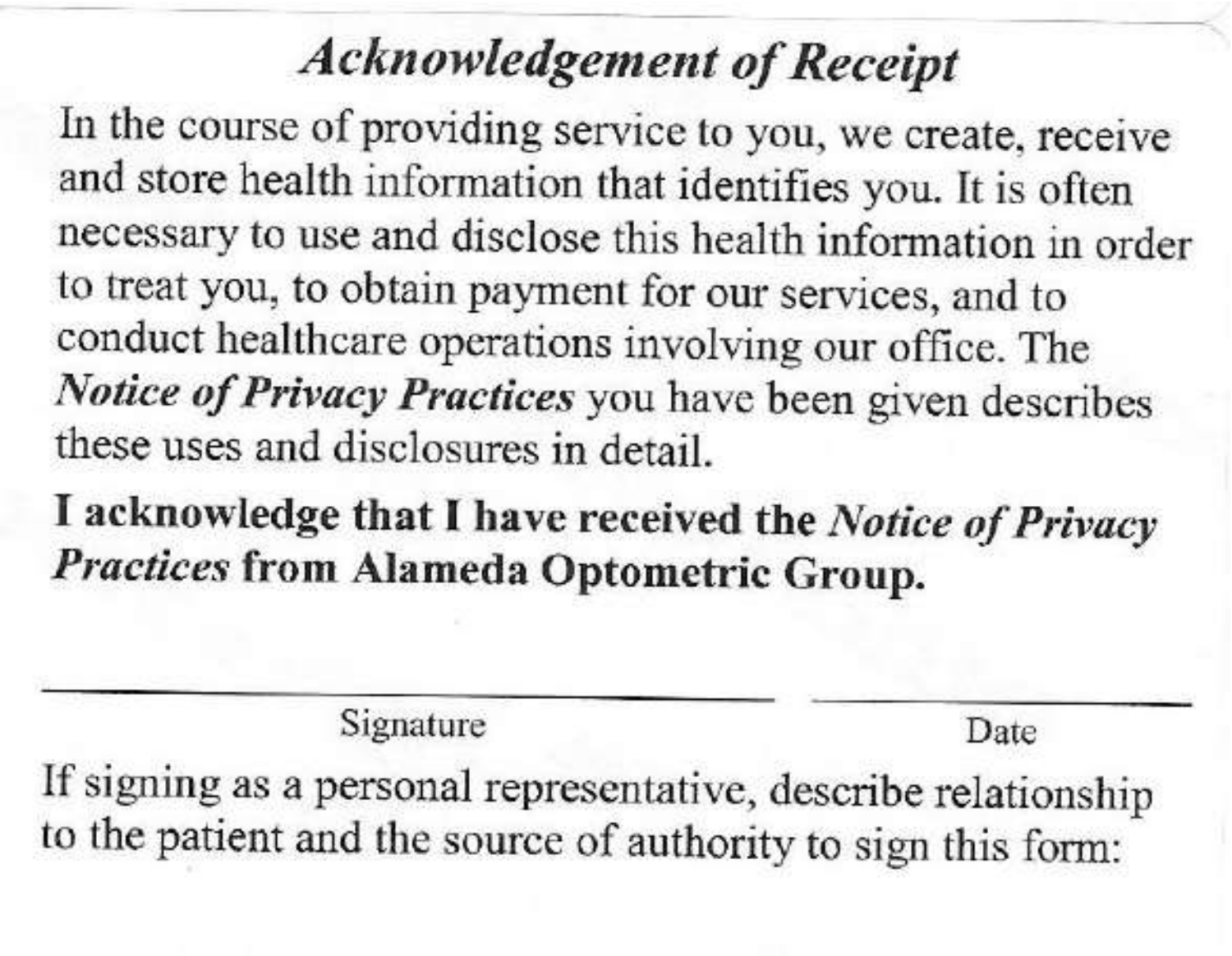## *Acknowledgement of Receipt*

In the course of providing service to you, we create, receive and store health information that identifies you. It is often necessary to use and disclose this health information in order to treat you, to obtain payment for our services, and to conduct healthcare operations involving our office. The ***Notice of Privacy Practices*** you have been given describes these uses and disclosures in detail.

**I acknowledge that I have received the *Notice of Privacy Practices* from Alameda Optometric Group.**

\_\_\_\_\_\_\_\_\_\_\_\_\_\_\_\_\_\_\_\_\_\_\_\_\_\_\_\_\_\_\_\_\_\_\_\_\_\_\_\_ \_\_\_\_\_\_\_\_\_\_\_\_\_\_\_\_\_\_\_\_

Signature Date

If signing as a personal representative, describe relationship to the patient and the source of authority to sign this form: